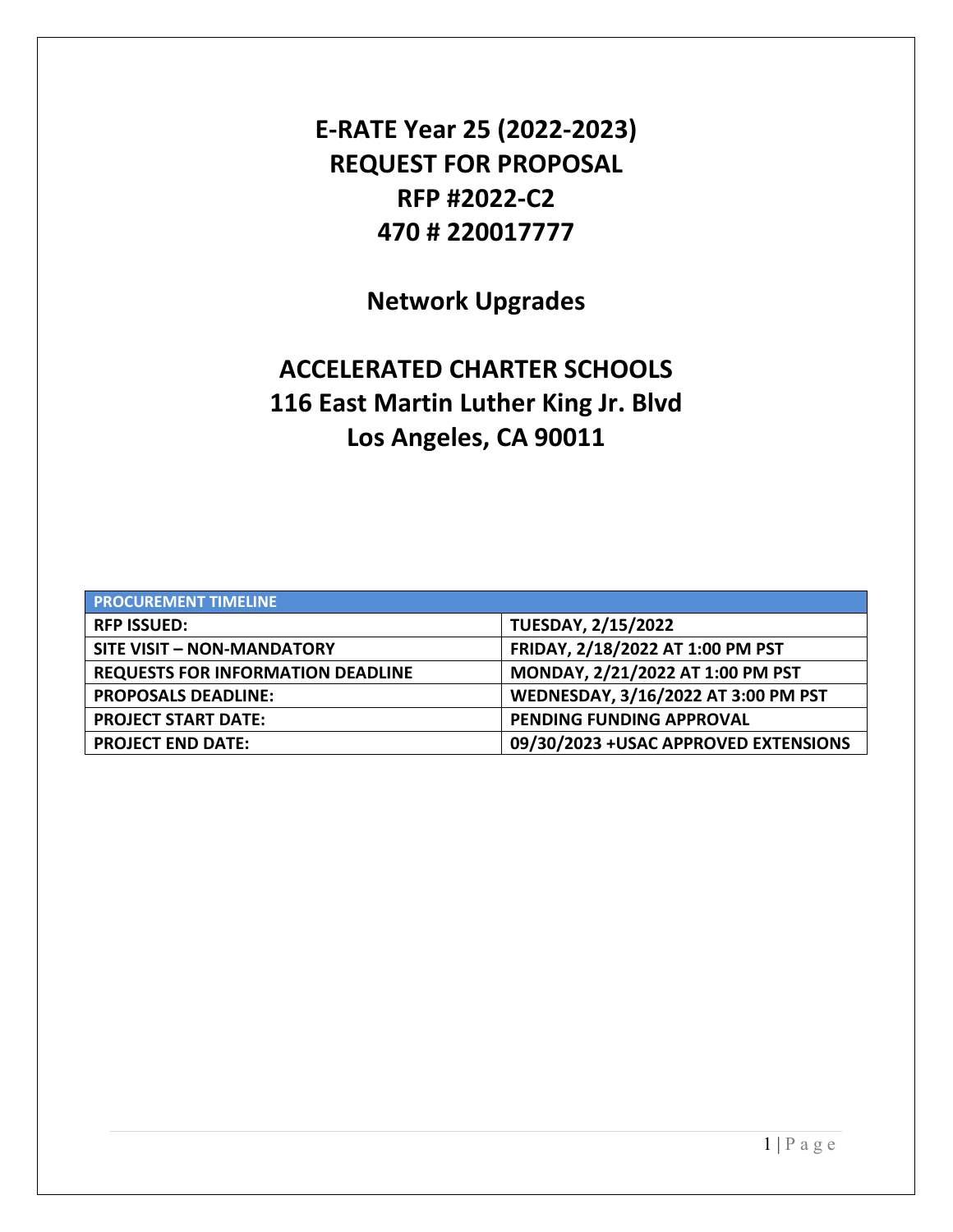# E-RATE Year 25 (2022-2023)
# REQUEST FOR PROPOSAL
# RFP #2022-C2
# 470 # 220017777

## Network Upgrades

## ACCELERATED CHARTER SCHOOLS
## 116 East Martin Luther King Jr. Blvd
## Los Angeles, CA 90011

| PROCUREMENT TIMELINE | |
|---|---|
| RFP ISSUED: | TUESDAY, 2/15/2022 |
| SITE VISIT – NON-MANDATORY | FRIDAY, 2/18/2022 AT 1:00 PM PST |
| REQUESTS FOR INFORMATION DEADLINE | MONDAY, 2/21/2022 AT 1:00 PM PST |
| PROPOSALS DEADLINE: | WEDNESDAY, 3/16/2022 AT 3:00 PM PST |
| PROJECT START DATE: | PENDING FUNDING APPROVAL |
| PROJECT END DATE: | 09/30/2023 +USAC APPROVED EXTENSIONS |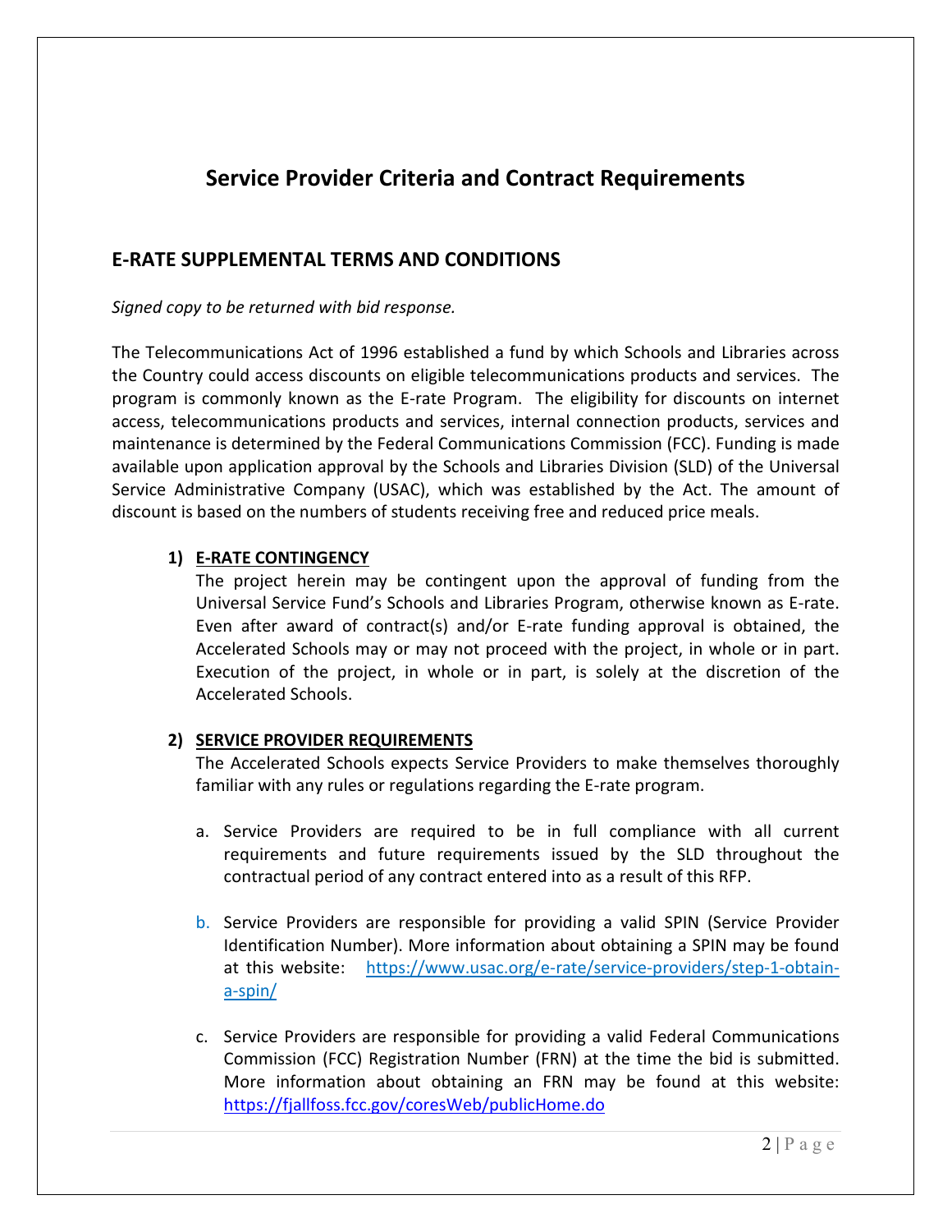## Service Provider Criteria and Contract Requirements

### E-RATE SUPPLEMENTAL TERMS AND CONDITIONS

*Signed copy to be returned with bid response.*

The Telecommunications Act of 1996 established a fund by which Schools and Libraries across the Country could access discounts on eligible telecommunications products and services. The program is commonly known as the E-rate Program. The eligibility for discounts on internet access, telecommunications products and services, internal connection products, services and maintenance is determined by the Federal Communications Commission (FCC). Funding is made available upon application approval by the Schools and Libraries Division (SLD) of the Universal Service Administrative Company (USAC), which was established by the Act. The amount of discount is based on the numbers of students receiving free and reduced price meals.

**1) E-RATE CONTINGENCY**

The project herein may be contingent upon the approval of funding from the Universal Service Fund's Schools and Libraries Program, otherwise known as E-rate. Even after award of contract(s) and/or E-rate funding approval is obtained, the Accelerated Schools may or may not proceed with the project, in whole or in part. Execution of the project, in whole or in part, is solely at the discretion of the Accelerated Schools.

**2) SERVICE PROVIDER REQUIREMENTS**

The Accelerated Schools expects Service Providers to make themselves thoroughly familiar with any rules or regulations regarding the E-rate program.

a. Service Providers are required to be in full compliance with all current requirements and future requirements issued by the SLD throughout the contractual period of any contract entered into as a result of this RFP.

b. Service Providers are responsible for providing a valid SPIN (Service Provider Identification Number). More information about obtaining a SPIN may be found at this website: https://www.usac.org/e-rate/service-providers/step-1-obtain-a-spin/

c. Service Providers are responsible for providing a valid Federal Communications Commission (FCC) Registration Number (FRN) at the time the bid is submitted. More information about obtaining an FRN may be found at this website: https://fjallfoss.fcc.gov/coresWeb/publicHome.do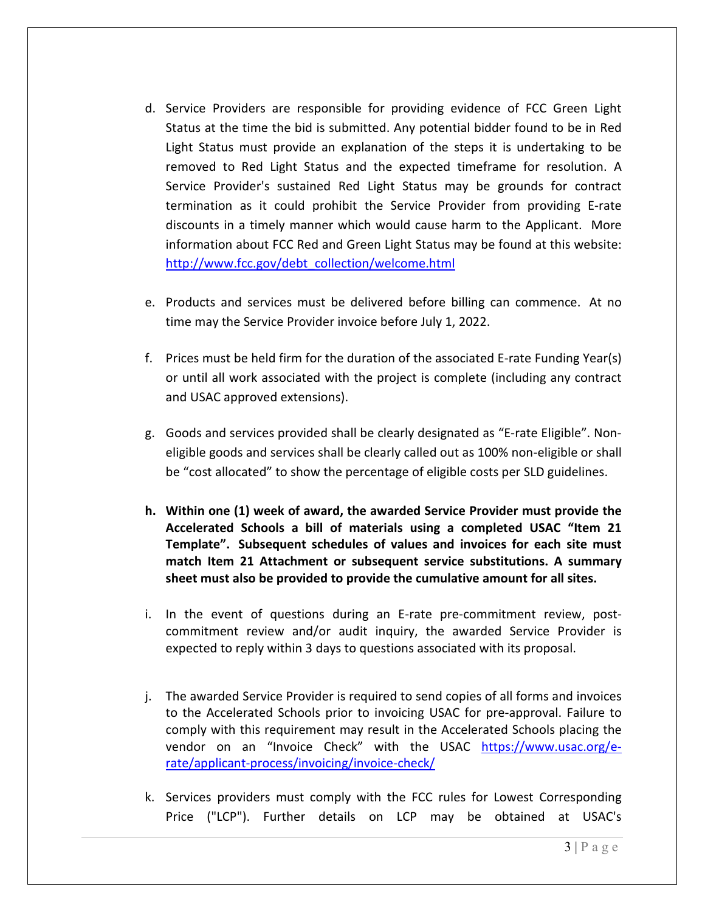d. Service Providers are responsible for providing evidence of FCC Green Light Status at the time the bid is submitted. Any potential bidder found to be in Red Light Status must provide an explanation of the steps it is undertaking to be removed to Red Light Status and the expected timeframe for resolution. A Service Provider's sustained Red Light Status may be grounds for contract termination as it could prohibit the Service Provider from providing E-rate discounts in a timely manner which would cause harm to the Applicant. More information about FCC Red and Green Light Status may be found at this website: [http://www.fcc.gov/debt_collection/welcome.html](http://www.fcc.gov/debt_collection/welcome.html)

e. Products and services must be delivered before billing can commence. At no time may the Service Provider invoice before July 1, 2022.

f. Prices must be held firm for the duration of the associated E-rate Funding Year(s) or until all work associated with the project is complete (including any contract and USAC approved extensions).

g. Goods and services provided shall be clearly designated as “E-rate Eligible”. Non-eligible goods and services shall be clearly called out as 100% non-eligible or shall be “cost allocated” to show the percentage of eligible costs per SLD guidelines.

**h. Within one (1) week of award, the awarded Service Provider must provide the Accelerated Schools a bill of materials using a completed USAC “Item 21 Template”. Subsequent schedules of values and invoices for each site must match Item 21 Attachment or subsequent service substitutions. A summary sheet must also be provided to provide the cumulative amount for all sites.**

i. In the event of questions during an E-rate pre-commitment review, post-commitment review and/or audit inquiry, the awarded Service Provider is expected to reply within 3 days to questions associated with its proposal.

j. The awarded Service Provider is required to send copies of all forms and invoices to the Accelerated Schools prior to invoicing USAC for pre-approval. Failure to comply with this requirement may result in the Accelerated Schools placing the vendor on an “Invoice Check” with the USAC [https://www.usac.org/e-rate/applicant-process/invoicing/invoice-check/](https://www.usac.org/e-rate/applicant-process/invoicing/invoice-check/)

k. Services providers must comply with the FCC rules for Lowest Corresponding Price ("LCP"). Further details on LCP may be obtained at USAC's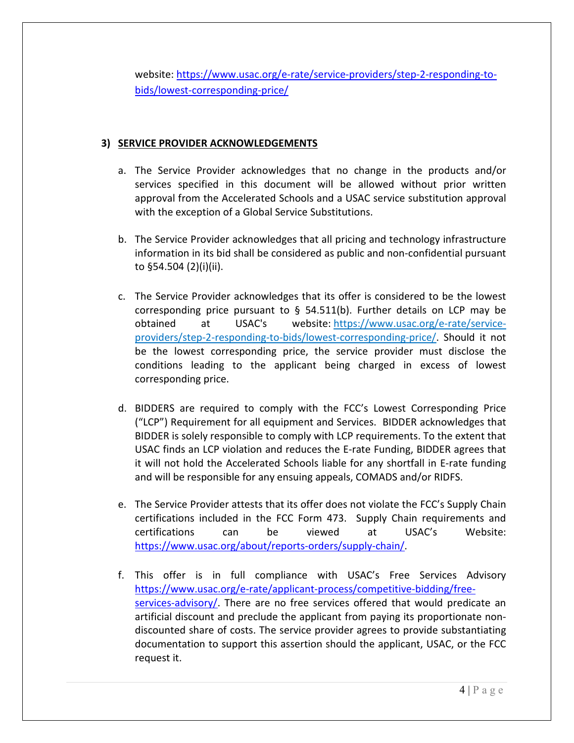website: https://www.usac.org/e-rate/service-providers/step-2-responding-to-bids/lowest-corresponding-price/

### 3) SERVICE PROVIDER ACKNOWLEDGEMENTS

a. The Service Provider acknowledges that no change in the products and/or services specified in this document will be allowed without prior written approval from the Accelerated Schools and a USAC service substitution approval with the exception of a Global Service Substitutions.

b. The Service Provider acknowledges that all pricing and technology infrastructure information in its bid shall be considered as public and non-confidential pursuant to §54.504 (2)(i)(ii).

c. The Service Provider acknowledges that its offer is considered to be the lowest corresponding price pursuant to § 54.511(b). Further details on LCP may be obtained at USAC's website: https://www.usac.org/e-rate/service-providers/step-2-responding-to-bids/lowest-corresponding-price/. Should it not be the lowest corresponding price, the service provider must disclose the conditions leading to the applicant being charged in excess of lowest corresponding price.

d. BIDDERS are required to comply with the FCC's Lowest Corresponding Price ("LCP") Requirement for all equipment and Services. BIDDER acknowledges that BIDDER is solely responsible to comply with LCP requirements. To the extent that USAC finds an LCP violation and reduces the E-rate Funding, BIDDER agrees that it will not hold the Accelerated Schools liable for any shortfall in E-rate funding and will be responsible for any ensuing appeals, COMADS and/or RIDFS.

e. The Service Provider attests that its offer does not violate the FCC's Supply Chain certifications included in the FCC Form 473. Supply Chain requirements and certifications can be viewed at USAC's Website: https://www.usac.org/about/reports-orders/supply-chain/.

f. This offer is in full compliance with USAC's Free Services Advisory https://www.usac.org/e-rate/applicant-process/competitive-bidding/free-services-advisory/. There are no free services offered that would predicate an artificial discount and preclude the applicant from paying its proportionate non-discounted share of costs. The service provider agrees to provide substantiating documentation to support this assertion should the applicant, USAC, or the FCC request it.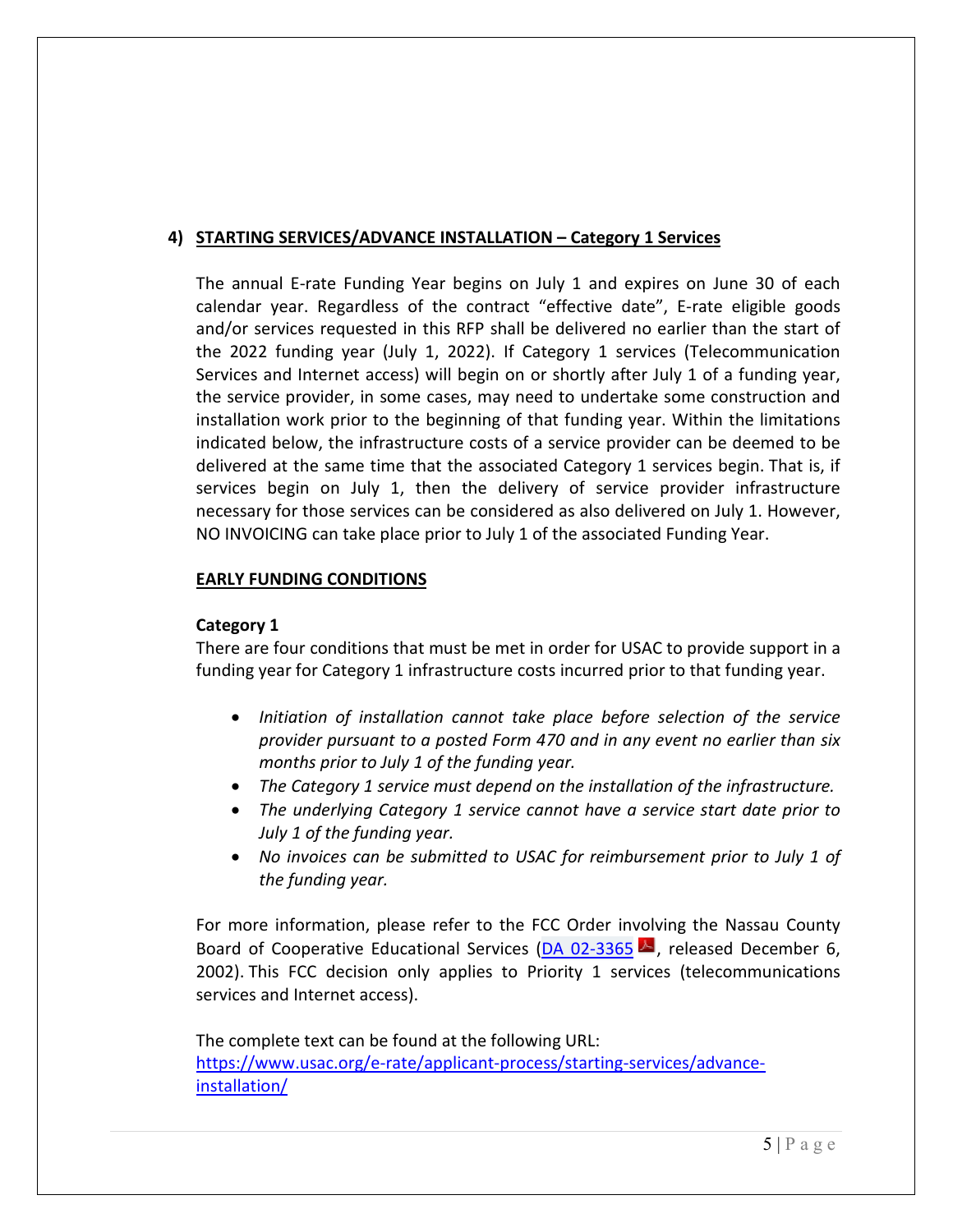## 4) STARTING SERVICES/ADVANCE INSTALLATION – Category 1 Services

The annual E-rate Funding Year begins on July 1 and expires on June 30 of each calendar year. Regardless of the contract "effective date", E-rate eligible goods and/or services requested in this RFP shall be delivered no earlier than the start of the 2022 funding year (July 1, 2022). If Category 1 services (Telecommunication Services and Internet access) will begin on or shortly after July 1 of a funding year, the service provider, in some cases, may need to undertake some construction and installation work prior to the beginning of that funding year. Within the limitations indicated below, the infrastructure costs of a service provider can be deemed to be delivered at the same time that the associated Category 1 services begin. That is, if services begin on July 1, then the delivery of service provider infrastructure necessary for those services can be considered as also delivered on July 1. However, NO INVOICING can take place prior to July 1 of the associated Funding Year.

### EARLY FUNDING CONDITIONS

**Category 1**

There are four conditions that must be met in order for USAC to provide support in a funding year for Category 1 infrastructure costs incurred prior to that funding year.

- *Initiation of installation cannot take place before selection of the service provider pursuant to a posted Form 470 and in any event no earlier than six months prior to July 1 of the funding year.*
- *The Category 1 service must depend on the installation of the infrastructure.*
- *The underlying Category 1 service cannot have a service start date prior to July 1 of the funding year.*
- *No invoices can be submitted to USAC for reimbursement prior to July 1 of the funding year.*

For more information, please refer to the FCC Order involving the Nassau County Board of Cooperative Educational Services (DA 02-3365, released December 6, 2002). This FCC decision only applies to Priority 1 services (telecommunications services and Internet access).

The complete text can be found at the following URL:
https://www.usac.org/e-rate/applicant-process/starting-services/advance-installation/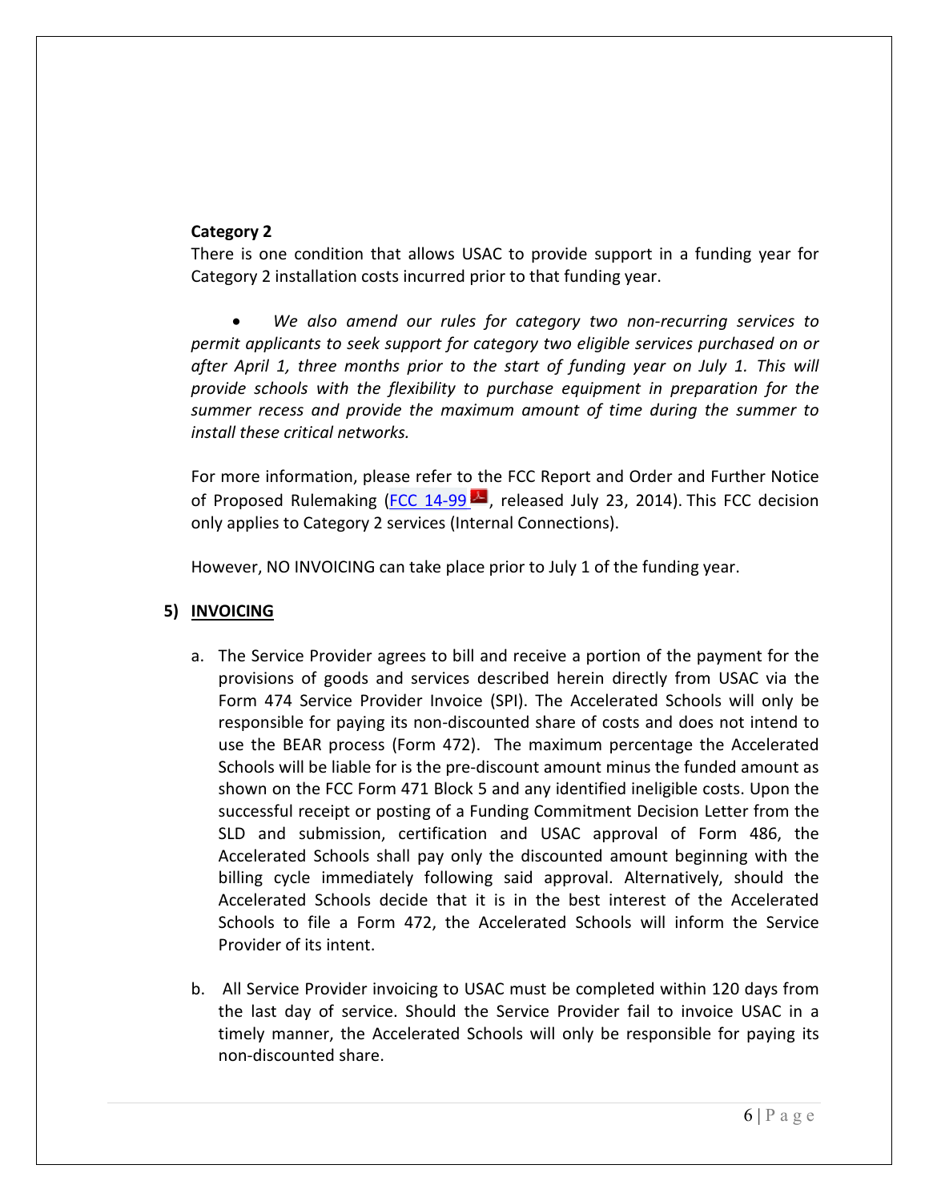**Category 2**

There is one condition that allows USAC to provide support in a funding year for Category 2 installation costs incurred prior to that funding year.

- *We also amend our rules for category two non-recurring services to permit applicants to seek support for category two eligible services purchased on or after April 1, three months prior to the start of funding year on July 1. This will provide schools with the flexibility to purchase equipment in preparation for the summer recess and provide the maximum amount of time during the summer to install these critical networks.*

For more information, please refer to the FCC Report and Order and Further Notice of Proposed Rulemaking (FCC 14-99, released July 23, 2014). This FCC decision only applies to Category 2 services (Internal Connections).

However, NO INVOICING can take place prior to July 1 of the funding year.

## 5) INVOICING

a. The Service Provider agrees to bill and receive a portion of the payment for the provisions of goods and services described herein directly from USAC via the Form 474 Service Provider Invoice (SPI). The Accelerated Schools will only be responsible for paying its non-discounted share of costs and does not intend to use the BEAR process (Form 472). The maximum percentage the Accelerated Schools will be liable for is the pre-discount amount minus the funded amount as shown on the FCC Form 471 Block 5 and any identified ineligible costs. Upon the successful receipt or posting of a Funding Commitment Decision Letter from the SLD and submission, certification and USAC approval of Form 486, the Accelerated Schools shall pay only the discounted amount beginning with the billing cycle immediately following said approval. Alternatively, should the Accelerated Schools decide that it is in the best interest of the Accelerated Schools to file a Form 472, the Accelerated Schools will inform the Service Provider of its intent.

b. All Service Provider invoicing to USAC must be completed within 120 days from the last day of service. Should the Service Provider fail to invoice USAC in a timely manner, the Accelerated Schools will only be responsible for paying its non-discounted share.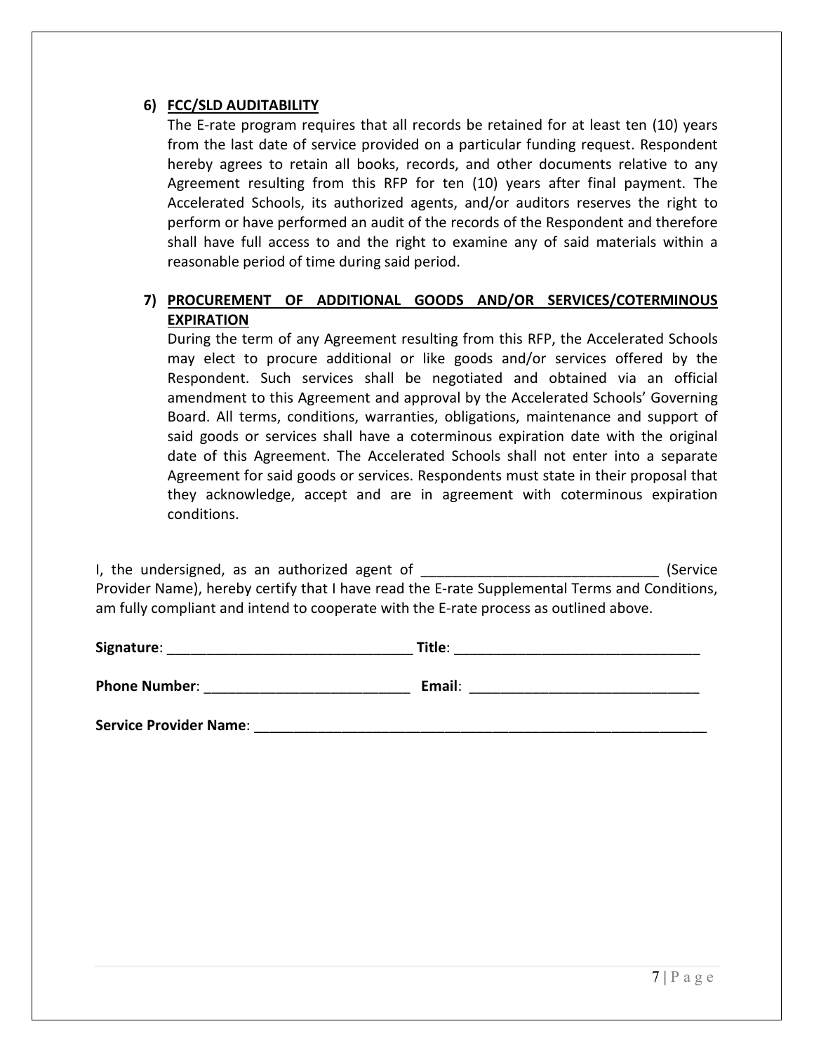6) **<u>FCC/SLD AUDITABILITY</u>**

   The E-rate program requires that all records be retained for at least ten (10) years from the last date of service provided on a particular funding request. Respondent hereby agrees to retain all books, records, and other documents relative to any Agreement resulting from this RFP for ten (10) years after final payment. The Accelerated Schools, its authorized agents, and/or auditors reserves the right to perform or have performed an audit of the records of the Respondent and therefore shall have full access to and the right to examine any of said materials within a reasonable period of time during said period.

7) **<u>PROCUREMENT OF ADDITIONAL GOODS AND/OR SERVICES/COTERMINOUS EXPIRATION</u>**

   During the term of any Agreement resulting from this RFP, the Accelerated Schools may elect to procure additional or like goods and/or services offered by the Respondent. Such services shall be negotiated and obtained via an official amendment to this Agreement and approval by the Accelerated Schools' Governing Board. All terms, conditions, warranties, obligations, maintenance and support of said goods or services shall have a coterminous expiration date with the original date of this Agreement. The Accelerated Schools shall not enter into a separate Agreement for said goods or services. Respondents must state in their proposal that they acknowledge, accept and are in agreement with coterminous expiration conditions.

I, the undersigned, as an authorized agent of ______________________________ (Service Provider Name), hereby certify that I have read the E-rate Supplemental Terms and Conditions, am fully compliant and intend to cooperate with the E-rate process as outlined above.

**Signature**: _______________________________ **Title**: _______________________________

**Phone Number**: __________________________ **Email**: _____________________________

**Service Provider Name**: ___________________________________________________________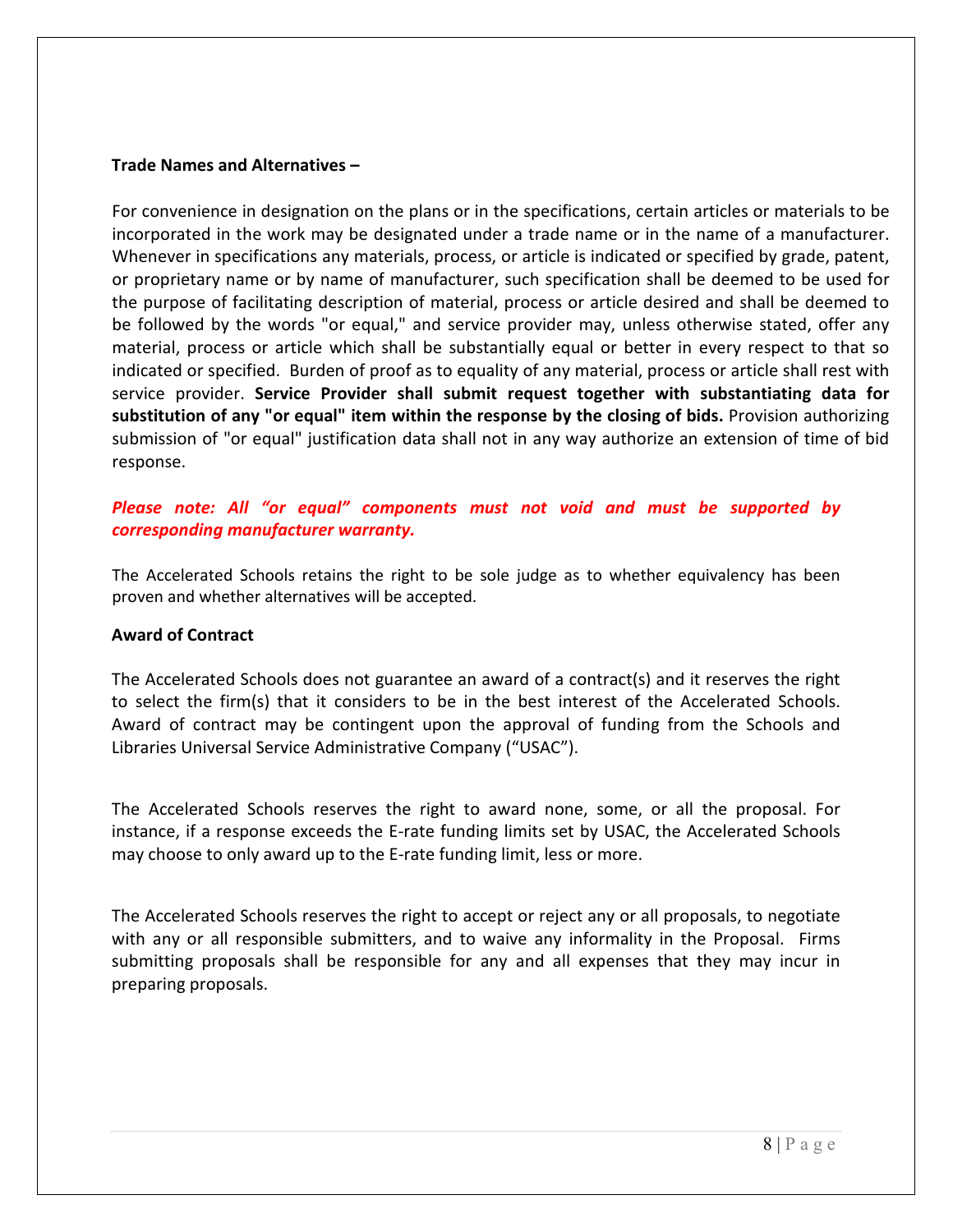**Trade Names and Alternatives –**

For convenience in designation on the plans or in the specifications, certain articles or materials to be incorporated in the work may be designated under a trade name or in the name of a manufacturer. Whenever in specifications any materials, process, or article is indicated or specified by grade, patent, or proprietary name or by name of manufacturer, such specification shall be deemed to be used for the purpose of facilitating description of material, process or article desired and shall be deemed to be followed by the words "or equal," and service provider may, unless otherwise stated, offer any material, process or article which shall be substantially equal or better in every respect to that so indicated or specified. Burden of proof as to equality of any material, process or article shall rest with service provider. **Service Provider shall submit request together with substantiating data for substitution of any "or equal" item within the response by the closing of bids.** Provision authorizing submission of "or equal" justification data shall not in any way authorize an extension of time of bid response.

***Please note: All "or equal" components must not void and must be supported by corresponding manufacturer warranty.***

The Accelerated Schools retains the right to be sole judge as to whether equivalency has been proven and whether alternatives will be accepted.

**Award of Contract**

The Accelerated Schools does not guarantee an award of a contract(s) and it reserves the right to select the firm(s) that it considers to be in the best interest of the Accelerated Schools. Award of contract may be contingent upon the approval of funding from the Schools and Libraries Universal Service Administrative Company ("USAC").

The Accelerated Schools reserves the right to award none, some, or all the proposal. For instance, if a response exceeds the E-rate funding limits set by USAC, the Accelerated Schools may choose to only award up to the E-rate funding limit, less or more.

The Accelerated Schools reserves the right to accept or reject any or all proposals, to negotiate with any or all responsible submitters, and to waive any informality in the Proposal. Firms submitting proposals shall be responsible for any and all expenses that they may incur in preparing proposals.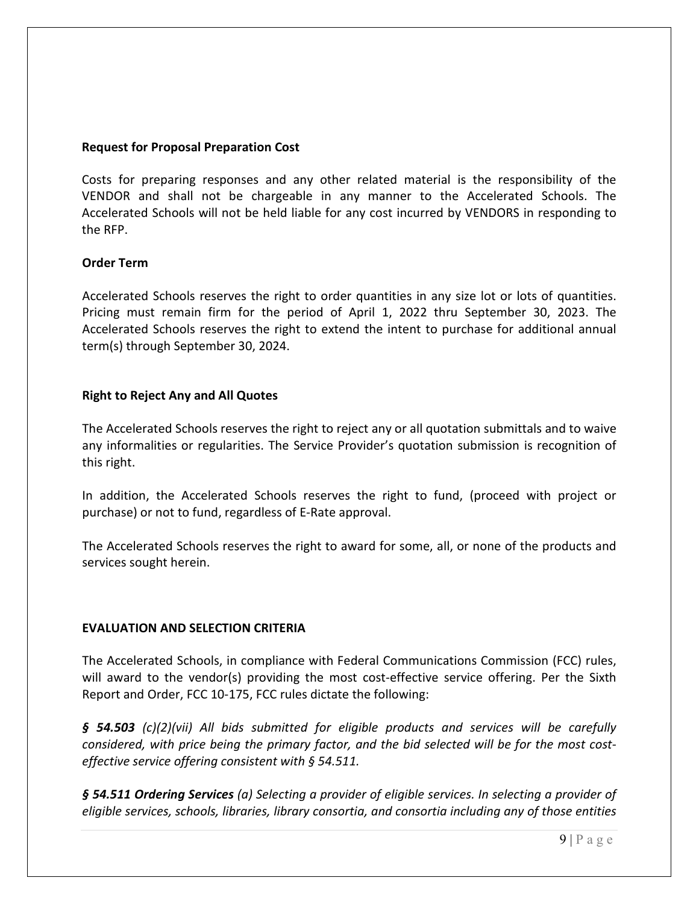**Request for Proposal Preparation Cost**

Costs for preparing responses and any other related material is the responsibility of the VENDOR and shall not be chargeable in any manner to the Accelerated Schools. The Accelerated Schools will not be held liable for any cost incurred by VENDORS in responding to the RFP.

**Order Term**

Accelerated Schools reserves the right to order quantities in any size lot or lots of quantities. Pricing must remain firm for the period of April 1, 2022 thru September 30, 2023. The Accelerated Schools reserves the right to extend the intent to purchase for additional annual term(s) through September 30, 2024.

**Right to Reject Any and All Quotes**

The Accelerated Schools reserves the right to reject any or all quotation submittals and to waive any informalities or regularities. The Service Provider's quotation submission is recognition of this right.

In addition, the Accelerated Schools reserves the right to fund, (proceed with project or purchase) or not to fund, regardless of E-Rate approval.

The Accelerated Schools reserves the right to award for some, all, or none of the products and services sought herein.

**EVALUATION AND SELECTION CRITERIA**

The Accelerated Schools, in compliance with Federal Communications Commission (FCC) rules, will award to the vendor(s) providing the most cost-effective service offering. Per the Sixth Report and Order, FCC 10-175, FCC rules dictate the following:

***§ 54.503*** *(c)(2)(vii) All bids submitted for eligible products and services will be carefully considered, with price being the primary factor, and the bid selected will be for the most cost-effective service offering consistent with § 54.511.*

***§ 54.511 Ordering Services*** *(a) Selecting a provider of eligible services. In selecting a provider of eligible services, schools, libraries, library consortia, and consortia including any of those entities*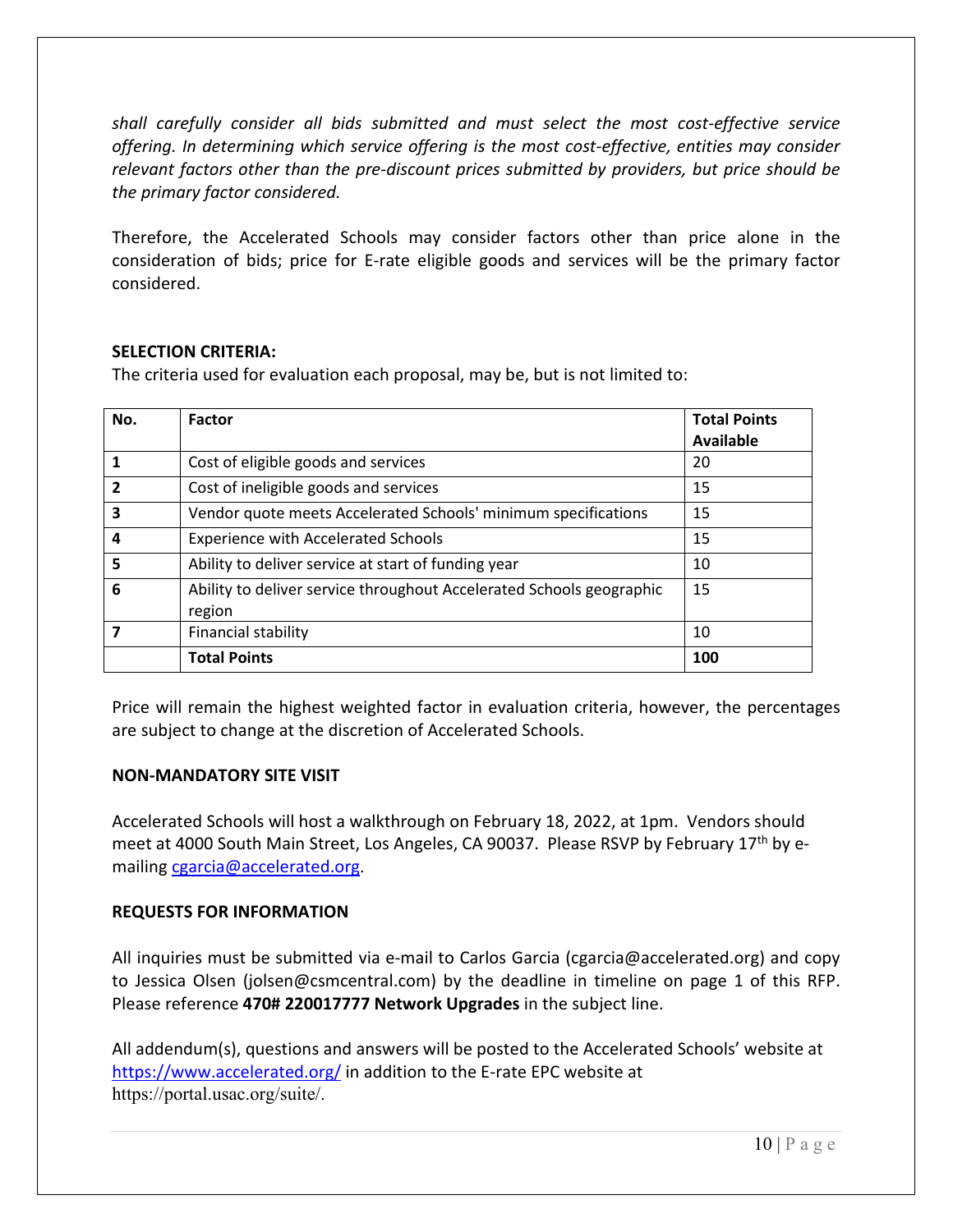*shall carefully consider all bids submitted and must select the most cost-effective service offering. In determining which service offering is the most cost-effective, entities may consider relevant factors other than the pre-discount prices submitted by providers, but price should be the primary factor considered.*

Therefore, the Accelerated Schools may consider factors other than price alone in the consideration of bids; price for E-rate eligible goods and services will be the primary factor considered.

**SELECTION CRITERIA:**

The criteria used for evaluation each proposal, may be, but is not limited to:

| No. | Factor | Total Points Available |
|---|---|---|
| 1 | Cost of eligible goods and services | 20 |
| 2 | Cost of ineligible goods and services | 15 |
| 3 | Vendor quote meets Accelerated Schools' minimum specifications | 15 |
| 4 | Experience with Accelerated Schools | 15 |
| 5 | Ability to deliver service at start of funding year | 10 |
| 6 | Ability to deliver service throughout Accelerated Schools geographic region | 15 |
| 7 | Financial stability | 10 |
| | **Total Points** | **100** |

Price will remain the highest weighted factor in evaluation criteria, however, the percentages are subject to change at the discretion of Accelerated Schools.

**NON-MANDATORY SITE VISIT**

Accelerated Schools will host a walkthrough on February 18, 2022, at 1pm. Vendors should meet at 4000 South Main Street, Los Angeles, CA 90037. Please RSVP by February 17th by e-mailing cgarcia@accelerated.org.

**REQUESTS FOR INFORMATION**

All inquiries must be submitted via e-mail to Carlos Garcia (cgarcia@accelerated.org) and copy to Jessica Olsen (jolsen@csmcentral.com) by the deadline in timeline on page 1 of this RFP. Please reference **470# 220017777 Network Upgrades** in the subject line.

All addendum(s), questions and answers will be posted to the Accelerated Schools' website at https://www.accelerated.org/ in addition to the E-rate EPC website at https://portal.usac.org/suite/.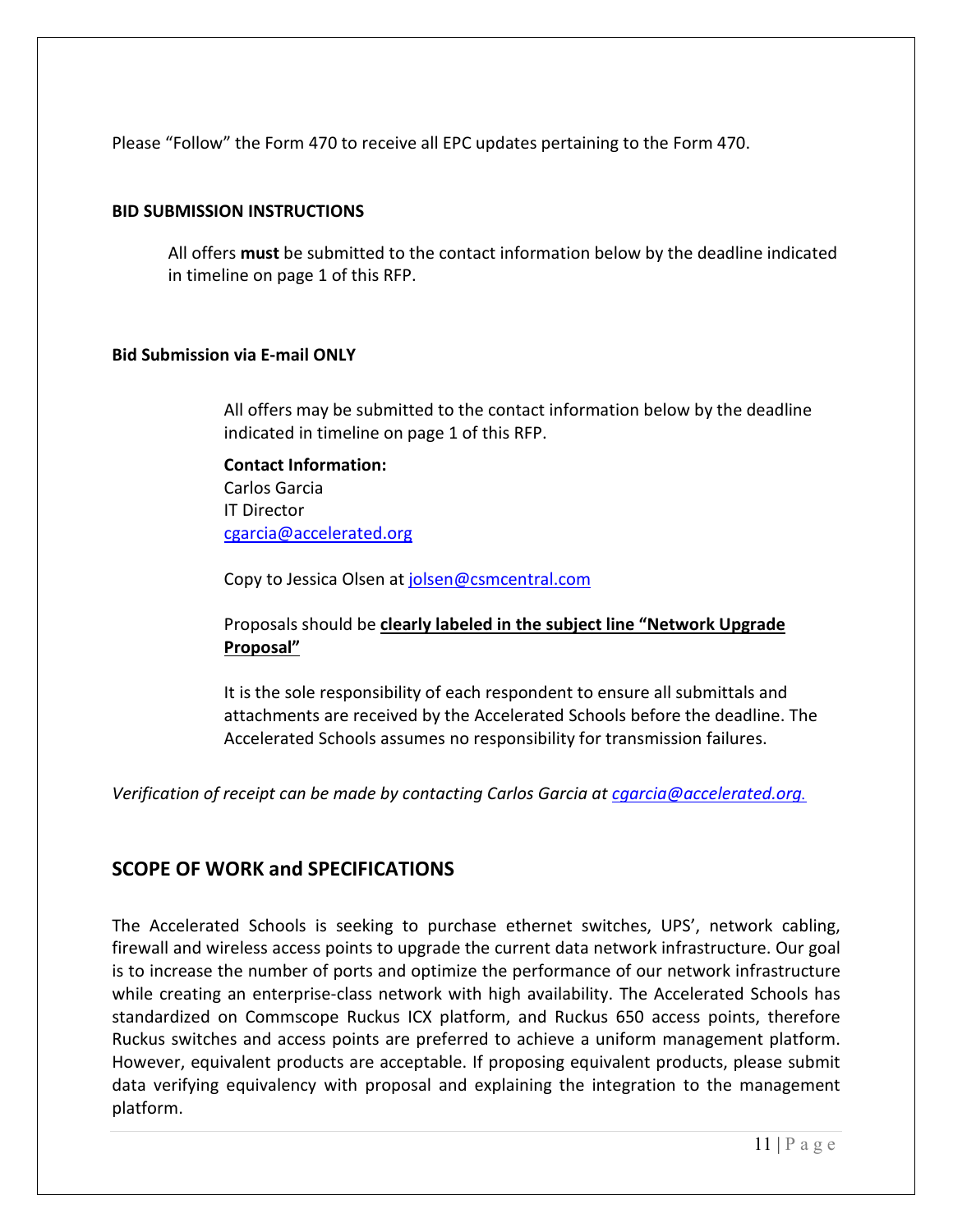Please "Follow" the Form 470 to receive all EPC updates pertaining to the Form 470.

**BID SUBMISSION INSTRUCTIONS**

All offers **must** be submitted to the contact information below by the deadline indicated in timeline on page 1 of this RFP.

**Bid Submission via E-mail ONLY**

All offers may be submitted to the contact information below by the deadline indicated in timeline on page 1 of this RFP.

**Contact Information:**
Carlos Garcia
IT Director
cgarcia@accelerated.org

Copy to Jessica Olsen at jolsen@csmcentral.com

Proposals should be **clearly labeled in the subject line "Network Upgrade Proposal"**

It is the sole responsibility of each respondent to ensure all submittals and attachments are received by the Accelerated Schools before the deadline. The Accelerated Schools assumes no responsibility for transmission failures.

*Verification of receipt can be made by contacting Carlos Garcia at cgarcia@accelerated.org.*

## SCOPE OF WORK and SPECIFICATIONS

The Accelerated Schools is seeking to purchase ethernet switches, UPS', network cabling, firewall and wireless access points to upgrade the current data network infrastructure. Our goal is to increase the number of ports and optimize the performance of our network infrastructure while creating an enterprise-class network with high availability. The Accelerated Schools has standardized on Commscope Ruckus ICX platform, and Ruckus 650 access points, therefore Ruckus switches and access points are preferred to achieve a uniform management platform. However, equivalent products are acceptable. If proposing equivalent products, please submit data verifying equivalency with proposal and explaining the integration to the management platform.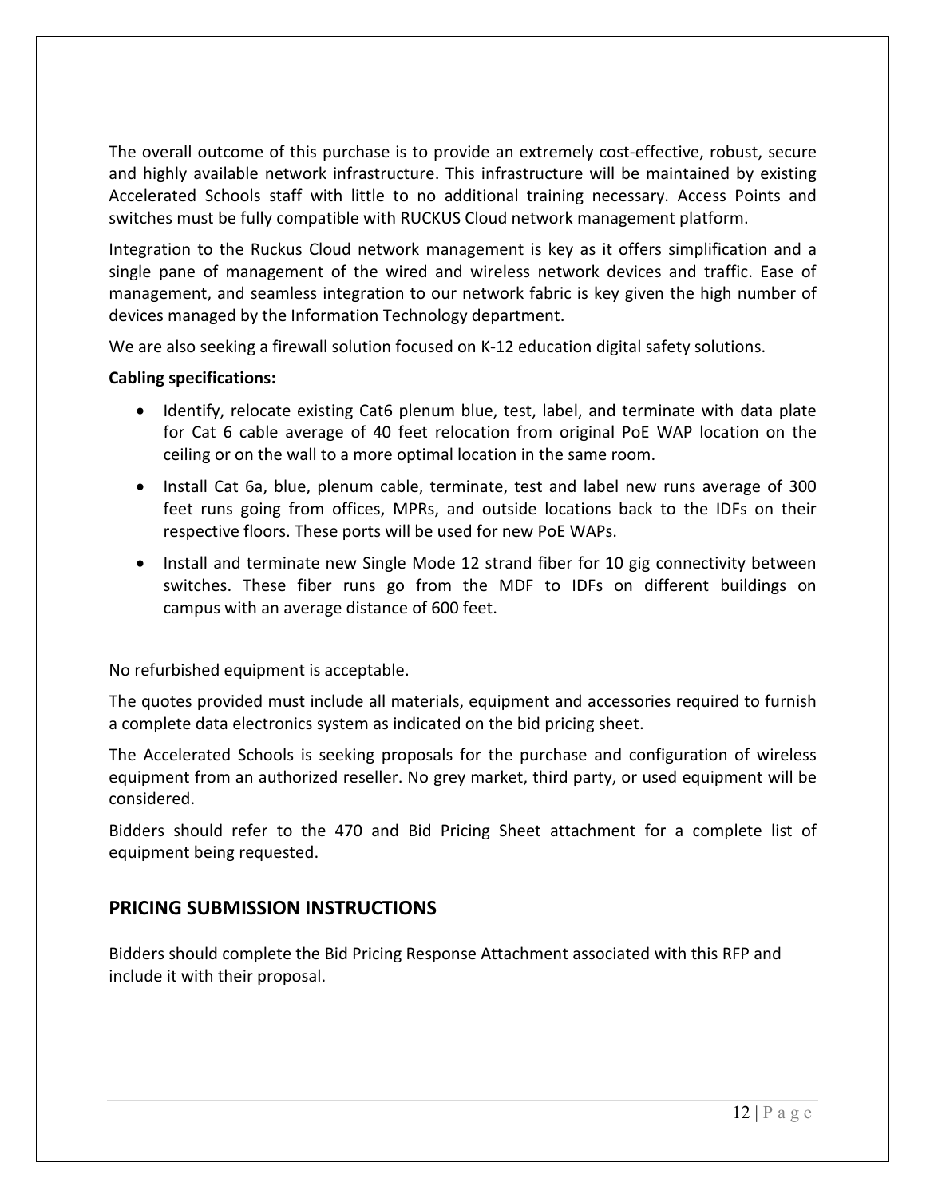The overall outcome of this purchase is to provide an extremely cost-effective, robust, secure and highly available network infrastructure. This infrastructure will be maintained by existing Accelerated Schools staff with little to no additional training necessary. Access Points and switches must be fully compatible with RUCKUS Cloud network management platform.

Integration to the Ruckus Cloud network management is key as it offers simplification and a single pane of management of the wired and wireless network devices and traffic. Ease of management, and seamless integration to our network fabric is key given the high number of devices managed by the Information Technology department.

We are also seeking a firewall solution focused on K-12 education digital safety solutions.

**Cabling specifications:**

- Identify, relocate existing Cat6 plenum blue, test, label, and terminate with data plate for Cat 6 cable average of 40 feet relocation from original PoE WAP location on the ceiling or on the wall to a more optimal location in the same room.
- Install Cat 6a, blue, plenum cable, terminate, test and label new runs average of 300 feet runs going from offices, MPRs, and outside locations back to the IDFs on their respective floors. These ports will be used for new PoE WAPs.
- Install and terminate new Single Mode 12 strand fiber for 10 gig connectivity between switches. These fiber runs go from the MDF to IDFs on different buildings on campus with an average distance of 600 feet.

No refurbished equipment is acceptable.

The quotes provided must include all materials, equipment and accessories required to furnish a complete data electronics system as indicated on the bid pricing sheet.

The Accelerated Schools is seeking proposals for the purchase and configuration of wireless equipment from an authorized reseller. No grey market, third party, or used equipment will be considered.

Bidders should refer to the 470 and Bid Pricing Sheet attachment for a complete list of equipment being requested.

## PRICING SUBMISSION INSTRUCTIONS

Bidders should complete the Bid Pricing Response Attachment associated with this RFP and include it with their proposal.